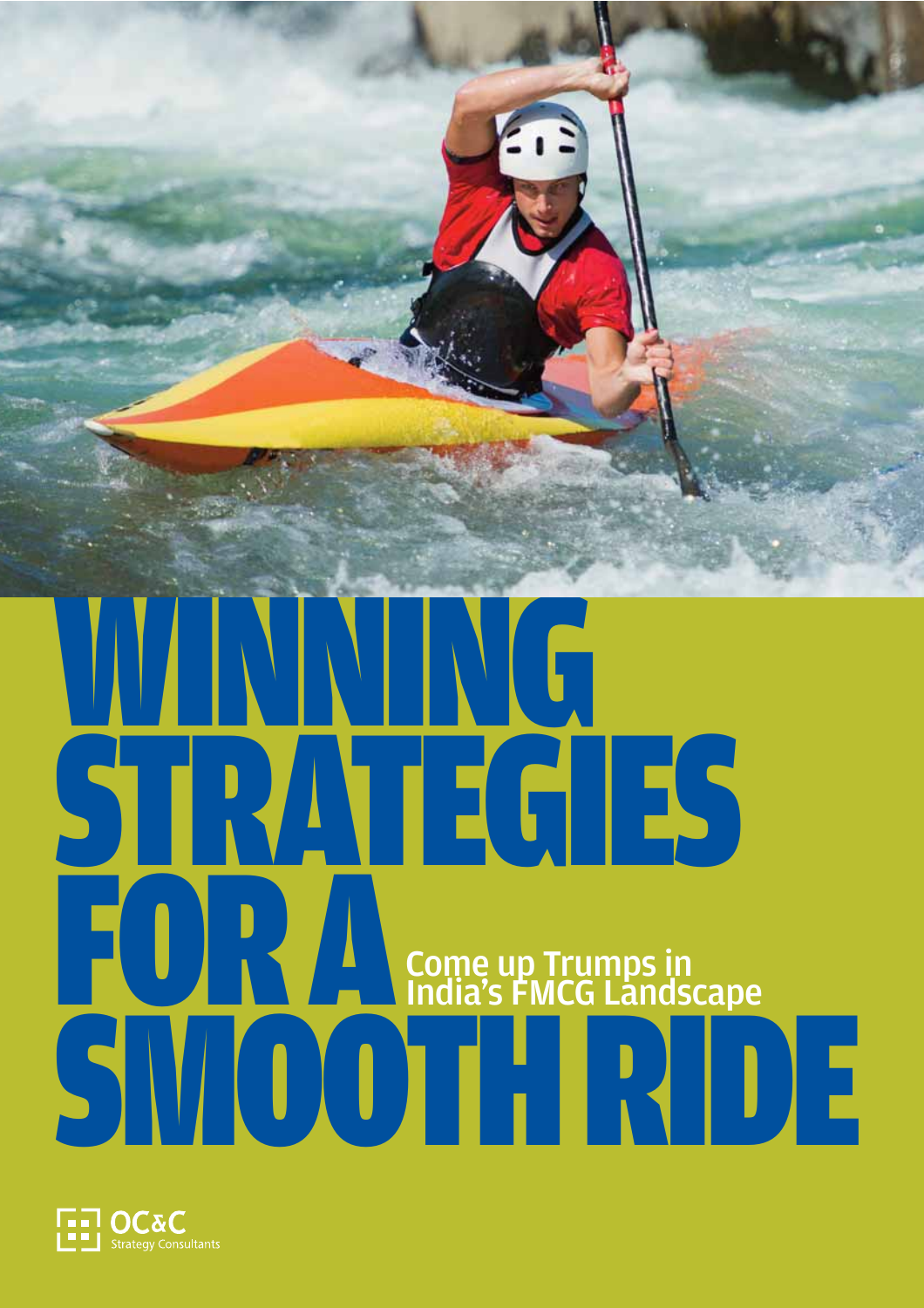# WINNING STRATEGIES FOR A SMOOTH RIDE

## Come up Trumps in India's FMCG Landscape

OC&C Strategy Consultants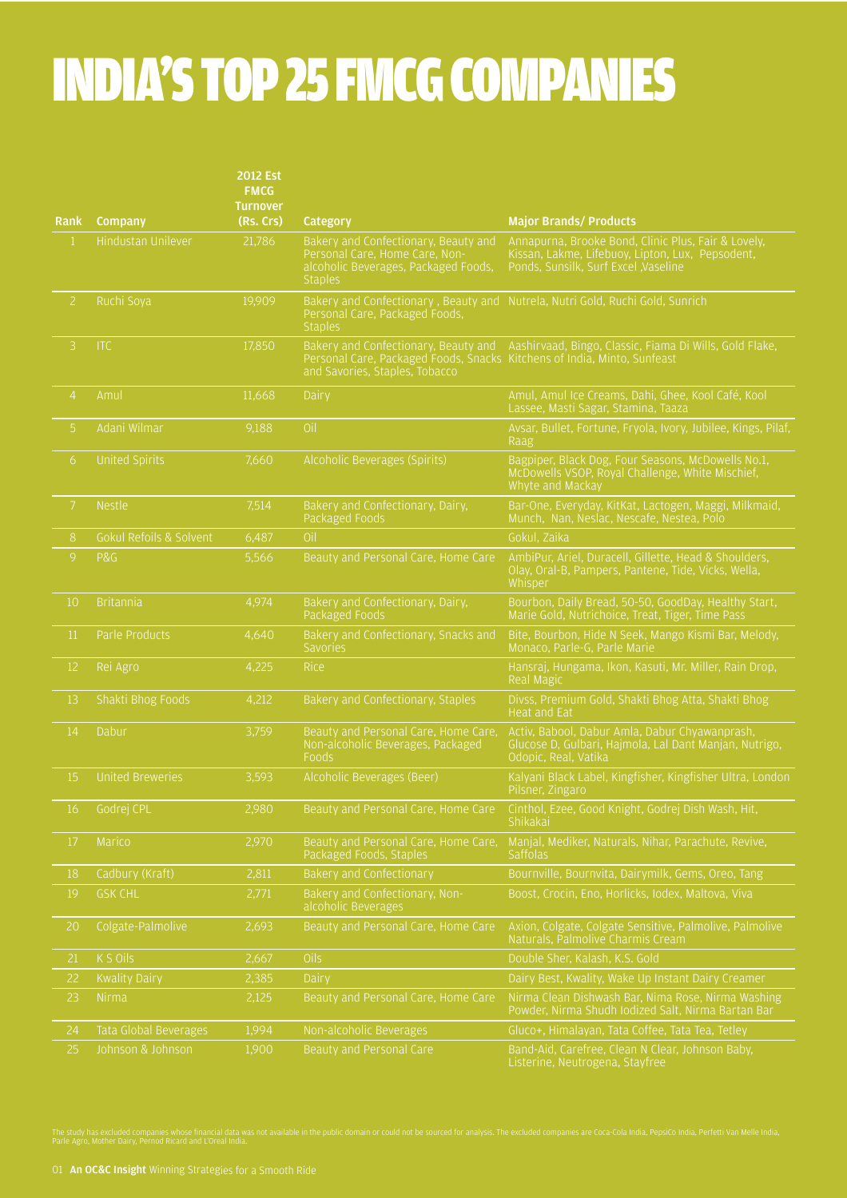# INDIA'S TOP 25 FMCG COMPANIES

| Rank | Company | 2012 Est FMCG Turnover (Rs. Crs) | Category | Major Brands/ Products |
|---|---|---|---|---|
| 1 | Hindustan Unilever | 21,786 | Bakery and Confectionary, Beauty and Personal Care, Home Care, Non-alcoholic Beverages, Packaged Foods, Staples | Annapurna, Brooke Bond, Clinic Plus, Fair & Lovely, Kissan, Lakme, Lifebuoy, Lipton, Lux, Pepsodent, Ponds, Sunsilk, Surf Excel ,Vaseline |
| 2 | Ruchi Soya | 19,909 | Bakery and Confectionary , Beauty and Personal Care, Packaged Foods, Staples | Nutrela, Nutri Gold, Ruchi Gold, Sunrich |
| 3 | ITC | 17,850 | Bakery and Confectionary, Beauty and Personal Care, Packaged Foods, Snacks and Savories, Staples, Tobacco | Aashirvaad, Bingo, Classic, Fiama Di Wills, Gold Flake, Kitchens of India, Minto, Sunfeast |
| 4 | Amul | 11,668 | Dairy | Amul, Amul Ice Creams, Dahi, Ghee, Kool Café, Kool Lassee, Masti Sagar, Stamina, Taaza |
| 5 | Adani Wilmar | 9,188 | Oil | Avsar, Bullet, Fortune, Fryola, Ivory, Jubilee, Kings, Pilaf, Raag |
| 6 | United Spirits | 7,660 | Alcoholic Beverages (Spirits) | Bagpiper, Black Dog, Four Seasons, McDowells No.1, McDowells VSOP, Royal Challenge, White Mischief, Whyte and Mackay |
| 7 | Nestle | 7,514 | Bakery and Confectionary, Dairy, Packaged Foods | Bar-One, Everyday, KitKat, Lactogen, Maggi, Milkmaid, Munch, Nan, Neslac, Nescafe, Nestea, Polo |
| 8 | Gokul Refoils & Solvent | 6,487 | Oil | Gokul, Zaika |
| 9 | P&G | 5,566 | Beauty and Personal Care, Home Care | AmbiPur, Ariel, Duracell, Gillette, Head & Shoulders, Olay, Oral-B, Pampers, Pantene, Tide, Vicks, Wella, Whisper |
| 10 | Britannia | 4,974 | Bakery and Confectionary, Dairy, Packaged Foods | Bourbon, Daily Bread, 50-50, GoodDay, Healthy Start, Marie Gold, Nutrichoice, Treat, Tiger, Time Pass |
| 11 | Parle Products | 4,640 | Bakery and Confectionary, Snacks and Savories | Bite, Bourbon, Hide N Seek, Mango Kismi Bar, Melody, Monaco, Parle-G, Parle Marie |
| 12 | Rei Agro | 4,225 | Rice | Hansraj, Hungama, Ikon, Kasuti, Mr. Miller, Rain Drop, Real Magic |
| 13 | Shakti Bhog Foods | 4,212 | Bakery and Confectionary, Staples | Divss, Premium Gold, Shakti Bhog Atta, Shakti Bhog Heat and Eat |
| 14 | Dabur | 3,759 | Beauty and Personal Care, Home Care, Non-alcoholic Beverages, Packaged Foods | Activ, Babool, Dabur Amla, Dabur Chyawanprash, Glucose D, Gulbari, Hajmola, Lal Dant Manjan, Nutrigo, Odopic, Real, Vatika |
| 15 | United Breweries | 3,593 | Alcoholic Beverages (Beer) | Kalyani Black Label, Kingfisher, Kingfisher Ultra, London Pilsner, Zingaro |
| 16 | Godrej CPL | 2,980 | Beauty and Personal Care, Home Care | Cinthol, Ezee, Good Knight, Godrej Dish Wash, Hit, Shikakai |
| 17 | Marico | 2,970 | Beauty and Personal Care, Home Care, Packaged Foods, Staples | Manjal, Mediker, Naturals, Nihar, Parachute, Revive, Saffolas |
| 18 | Cadbury (Kraft) | 2,811 | Bakery and Confectionary | Bournville, Bournvita, Dairymilk, Gems, Oreo, Tang |
| 19 | GSK CHL | 2,771 | Bakery and Confectionary, Non-alcoholic Beverages | Boost, Crocin, Eno, Horlicks, Iodex, Maltova, Viva |
| 20 | Colgate-Palmolive | 2,693 | Beauty and Personal Care, Home Care | Axion, Colgate, Colgate Sensitive, Palmolive, Palmolive Naturals, Palmolive Charmis Cream |
| 21 | K S Oils | 2,667 | Oils | Double Sher, Kalash, K.S. Gold |
| 22 | Kwality Dairy | 2,385 | Dairy | Dairy Best, Kwality, Wake Up Instant Dairy Creamer |
| 23 | Nirma | 2,125 | Beauty and Personal Care, Home Care | Nirma Clean Dishwash Bar, Nima Rose, Nirma Washing Powder, Nirma Shudh Iodized Salt, Nirma Bartan Bar |
| 24 | Tata Global Beverages | 1,994 | Non-alcoholic Beverages | Gluco+, Himalayan, Tata Coffee, Tata Tea, Tetley |
| 25 | Johnson & Johnson | 1,900 | Beauty and Personal Care | Band-Aid, Carefree, Clean N Clear, Johnson Baby, Listerine, Neutrogena, Stayfree |

The study has excluded companies whose financial data was not available in the public domain or could not be sourced for analysis. The excluded companies are Coca-Cola India, PepsiCo India, Perfetti Van Melle India, Parle Agro, Mother Dairy, Pernod Ricard and L'Oreal India.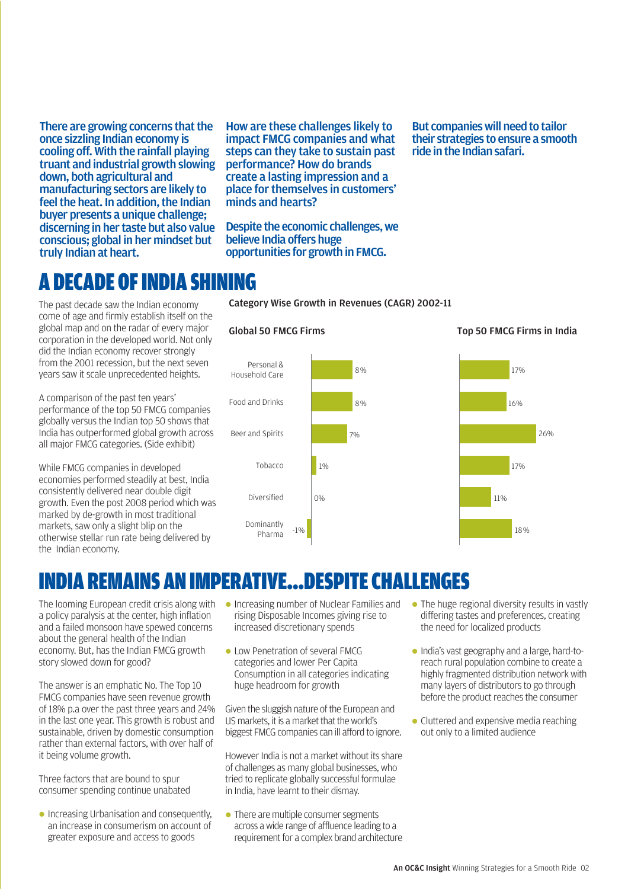**There are growing concerns that the once sizzling Indian economy is cooling off. With the rainfall playing truant and industrial growth slowing down, both agricultural and manufacturing sectors are likely to feel the heat. In addition, the Indian buyer presents a unique challenge; discerning in her taste but also value conscious; global in her mindset but truly Indian at heart.**

**How are these challenges likely to impact FMCG companies and what steps can they take to sustain past performance? How do brands create a lasting impression and a place for themselves in customers' minds and hearts?**

**Despite the economic challenges, we believe India offers huge opportunities for growth in FMCG.**

**But companies will need to tailor their strategies to ensure a smooth ride in the Indian safari.**

# A DECADE OF INDIA SHINING

The past decade saw the Indian economy come of age and firmly establish itself on the global map and on the radar of every major corporation in the developed world. Not only did the Indian economy recover strongly from the 2001 recession, but the next seven years saw it scale unprecedented heights.

A comparison of the past ten years' performance of the top 50 FMCG companies globally versus the Indian top 50 shows that India has outperformed global growth across all major FMCG categories. (Side exhibit)

While FMCG companies in developed economies performed steadily at best, India consistently delivered near double digit growth. Even the post 2008 period which was marked by de-growth in most traditional markets, saw only a slight blip on the otherwise stellar run rate being delivered by the Indian economy.

**Category Wise Growth in Revenues (CAGR) 2002-11**

| Category | Global 50 FMCG Firms | Top 50 FMCG Firms in India |
|---|---|---|
| Personal & Household Care | 8% | 17% |
| Food and Drinks | 8% | 16% |
| Beer and Spirits | 7% | 26% |
| Tobacco | 1% | 17% |
| Diversified | 0% | 11% |
| Dominantly Pharma | -1% | 18% |

# INDIA REMAINS AN IMPERATIVE…DESPITE CHALLENGES

The looming European credit crisis along with a policy paralysis at the center, high inflation and a failed monsoon have spewed concerns about the general health of the Indian economy. But, has the Indian FMCG growth story slowed down for good?

The answer is an emphatic No. The Top 10 FMCG companies have seen revenue growth of 18% p.a over the past three years and 24% in the last one year. This growth is robust and sustainable, driven by domestic consumption rather than external factors, with over half of it being volume growth.

Three factors that are bound to spur consumer spending continue unabated

- Increasing Urbanisation and consequently, an increase in consumerism on account of greater exposure and access to goods
- Increasing number of Nuclear Families and rising Disposable Incomes giving rise to increased discretionary spends
- Low Penetration of several FMCG categories and lower Per Capita Consumption in all categories indicating huge headroom for growth

Given the sluggish nature of the European and US markets, it is a market that the world's biggest FMCG companies can ill afford to ignore.

However India is not a market without its share of challenges as many global businesses, who tried to replicate globally successful formulae in India, have learnt to their dismay.

- There are multiple consumer segments across a wide range of affluence leading to a requirement for a complex brand architecture
- The huge regional diversity results in vastly differing tastes and preferences, creating the need for localized products
- India's vast geography and a large, hard-to-reach rural population combine to create a highly fragmented distribution network with many layers of distributors to go through before the product reaches the consumer
- Cluttered and expensive media reaching out only to a limited audience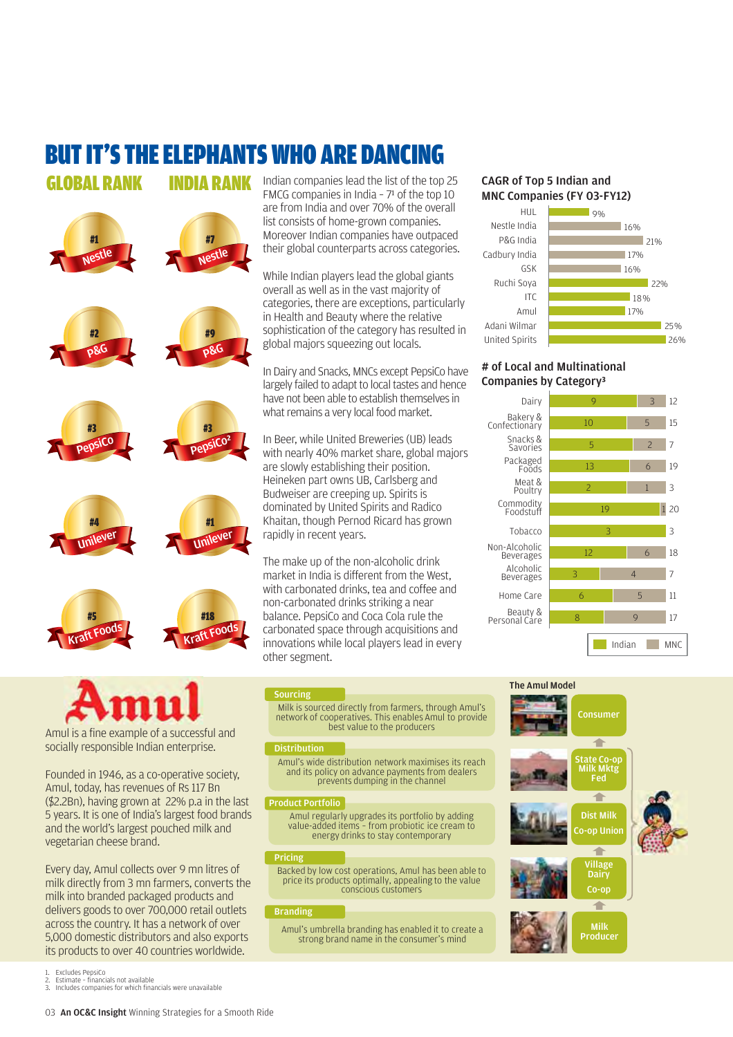# BUT IT'S THE ELEPHANTS WHO ARE DANCING

| GLOBAL RANK | INDIA RANK |
|---|---|
| #1 Nestle | #7 Nestle |
| #2 P&G | #9 P&G |
| #3 PepsiCo | #3 PepsiCo[2] |
| #4 Unilever | #1 Unilever |
| #5 Kraft Foods | #18 Kraft Foods |

Indian companies lead the list of the top 25 FMCG companies in India - 7[1] of the top 10 are from India and over 70% of the overall list consists of home-grown companies. Moreover Indian companies have outpaced their global counterparts across categories.

While Indian players lead the global giants overall as well as in the vast majority of categories, there are exceptions, particularly in Health and Beauty where the relative sophistication of the category has resulted in global majors squeezing out locals.

In Dairy and Snacks, MNCs except PepsiCo have largely failed to adapt to local tastes and hence have not been able to establish themselves in what remains a very local food market.

In Beer, while United Breweries (UB) leads with nearly 40% market share, global majors are slowly establishing their position. Heineken part owns UB, Carlsberg and Budweiser are creeping up. Spirits is dominated by United Spirits and Radico Khaitan, though Pernod Ricard has grown rapidly in recent years.

The make up of the non-alcoholic drink market in India is different from the West, with carbonated drinks, tea and coffee and non-carbonated drinks striking a near balance. PepsiCo and Coca Cola rule the carbonated space through acquisitions and innovations while local players lead in every other segment.

### CAGR of Top 5 Indian and MNC Companies (FY 03-FY12)

| Company | CAGR |
|---|---|
| HUL | 9% |
| Nestle India | 16% |
| P&G India | 21% |
| Cadbury India | 17% |
| GSK | 16% |
| Ruchi Soya | 22% |
| ITC | 18% |
| Amul | 17% |
| Adani Wilmar | 25% |
| United Spirits | 26% |

### # of Local and Multinational Companies by Category[3]

| Category | Indian | MNC | Total |
|---|---|---|---|
| Dairy | 9 | 3 | 12 |
| Bakery & Confectionary | 10 | 5 | 15 |
| Snacks & Savories | 5 | 2 | 7 |
| Packaged Foods | 13 | 6 | 19 |
| Meat & Poultry | 2 | 1 | 3 |
| Commodity Foodstuff | 19 | 1 | 20 |
| Tobacco | 3 | | 3 |
| Non-Alcoholic Beverages | 12 | 6 | 18 |
| Alcoholic Beverages | 3 | 4 | 7 |
| Home Care | 6 | 5 | 11 |
| Beauty & Personal Care | 8 | 9 | 17 |

## Amul

Amul is a fine example of a successful and socially responsible Indian enterprise.

Founded in 1946, as a co-operative society, Amul, today, has revenues of Rs 117 Bn ($2.2Bn), having grown at 22% p.a in the last 5 years. It is one of India's largest food brands and the world's largest pouched milk and vegetarian cheese brand.

Every day, Amul collects over 9 mn litres of milk directly from 3 mn farmers, converts the milk into branded packaged products and delivers goods to over 700,000 retail outlets across the country. It has a network of over 5,000 domestic distributors and also exports its products to over 40 countries worldwide.

**Sourcing**
Milk is sourced directly from farmers, through Amul's network of cooperatives. This enables Amul to provide best value to the producers

**Distribution**
Amul's wide distribution network maximises its reach and its policy on advance payments from dealers prevents dumping in the channel

**Product Portfolio**
Amul regularly upgrades its portfolio by adding value-added items - from probiotic ice cream to energy drinks to stay contemporary

**Pricing**
Backed by low cost operations, Amul has been able to price its products optimally, appealing to the value conscious customers

**Branding**
Amul's umbrella branding has enabled it to create a strong brand name in the consumer's mind

**The Amul Model**

Consumer ← State Co-op Milk Mktg Fed ← Dist Milk Co-op Union ← Village Dairy Co-op ← Milk Producer

1. Excludes PepsiCo
2. Estimate - financials not available
3. Includes companies for which financials were unavailable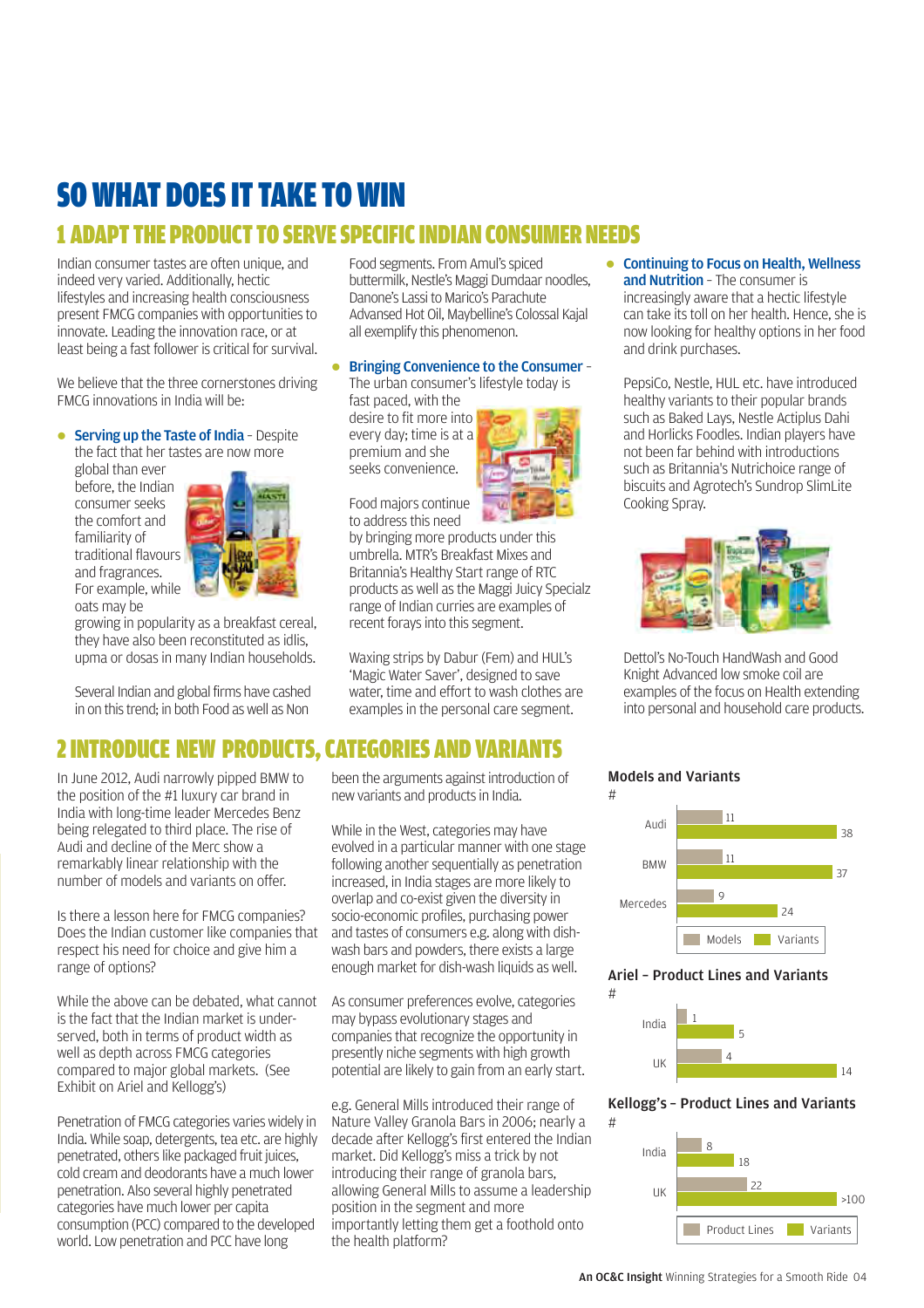# SO WHAT DOES IT TAKE TO WIN

## 1 ADAPT THE PRODUCT TO SERVE SPECIFIC INDIAN CONSUMER NEEDS

Indian consumer tastes are often unique, and indeed very varied. Additionally, hectic lifestyles and increasing health consciousness present FMCG companies with opportunities to innovate. Leading the innovation race, or at least being a fast follower is critical for survival.

We believe that the three cornerstones driving FMCG innovations in India will be:

- **Serving up the Taste of India** – Despite the fact that her tastes are now more global than ever before, the Indian consumer seeks the comfort and familiarity of traditional flavours and fragrances. For example, while oats may be growing in popularity as a breakfast cereal, they have also been reconstituted as idlis, upma or dosas in many Indian households.

  Several Indian and global firms have cashed in on this trend; in both Food as well as Non Food segments. From Amul's spiced buttermilk, Nestle's Maggi Dumdaar noodles, Danone's Lassi to Marico's Parachute Advansed Hot Oil, Maybelline's Colossal Kajal all exemplify this phenomenon.

- **Bringing Convenience to the Consumer** – The urban consumer's lifestyle today is fast paced, with the desire to fit more into every day; time is at a premium and she seeks convenience.

  Food majors continue to address this need by bringing more products under this umbrella. MTR's Breakfast Mixes and Britannia's Healthy Start range of RTC products as well as the Maggi Juicy Specialz range of Indian curries are examples of recent forays into this segment.

  Waxing strips by Dabur (Fem) and HUL's 'Magic Water Saver', designed to save water, time and effort to wash clothes are examples in the personal care segment.

- **Continuing to Focus on Health, Wellness and Nutrition** – The consumer is increasingly aware that a hectic lifestyle can take its toll on her health. Hence, she is now looking for healthy options in her food and drink purchases.

  PepsiCo, Nestle, HUL etc. have introduced healthy variants to their popular brands such as Baked Lays, Nestle Actiplus Dahi and Horlicks Foodles. Indian players have not been far behind with introductions such as Britannia's Nutrichoice range of biscuits and Agrotech's Sundrop SlimLite Cooking Spray.

  Dettol's No-Touch HandWash and Good Knight Advanced low smoke coil are examples of the focus on Health extending into personal and household care products.

## 2 INTRODUCE NEW PRODUCTS, CATEGORIES AND VARIANTS

In June 2012, Audi narrowly pipped BMW to the position of the #1 luxury car brand in India with long-time leader Mercedes Benz being relegated to third place. The rise of Audi and decline of the Merc show a remarkably linear relationship with the number of models and variants on offer.

Is there a lesson here for FMCG companies? Does the Indian customer like companies that respect his need for choice and give him a range of options?

While the above can be debated, what cannot is the fact that the Indian market is under-served, both in terms of product width as well as depth across FMCG categories compared to major global markets. (See Exhibit on Ariel and Kellogg's)

Penetration of FMCG categories varies widely in India. While soap, detergents, tea etc. are highly penetrated, others like packaged fruit juices, cold cream and deodorants have a much lower penetration. Also several highly penetrated categories have much lower per capita consumption (PCC) compared to the developed world. Low penetration and PCC have long been the arguments against introduction of new variants and products in India.

While in the West, categories may have evolved in a particular manner with one stage following another sequentially as penetration increased, in India stages are more likely to overlap and co-exist given the diversity in socio-economic profiles, purchasing power and tastes of consumers e.g. along with dish-wash bars and powders, there exists a large enough market for dish-wash liquids as well.

As consumer preferences evolve, categories may bypass evolutionary stages and companies that recognize the opportunity in presently niche segments with high growth potential are likely to gain from an early start.

e.g. General Mills introduced their range of Nature Valley Granola Bars in 2006; nearly a decade after Kellogg's first entered the Indian market. Did Kellogg's miss a trick by not introducing their range of granola bars, allowing General Mills to assume a leadership position in the segment and more importantly letting them get a foothold onto the health platform?

**Models and Variants**

| # | Models | Variants |
|---|---|---|
| Audi | 11 | 38 |
| BMW | 11 | 37 |
| Mercedes | 9 | 24 |

**Ariel – Product Lines and Variants**

| # | Product Lines | Variants |
|---|---|---|
| India | 1 | 5 |
| UK | 4 | 14 |

**Kellogg's – Product Lines and Variants**

| # | Product Lines | Variants |
|---|---|---|
| India | 8 | 18 |
| UK | 22 | >100 |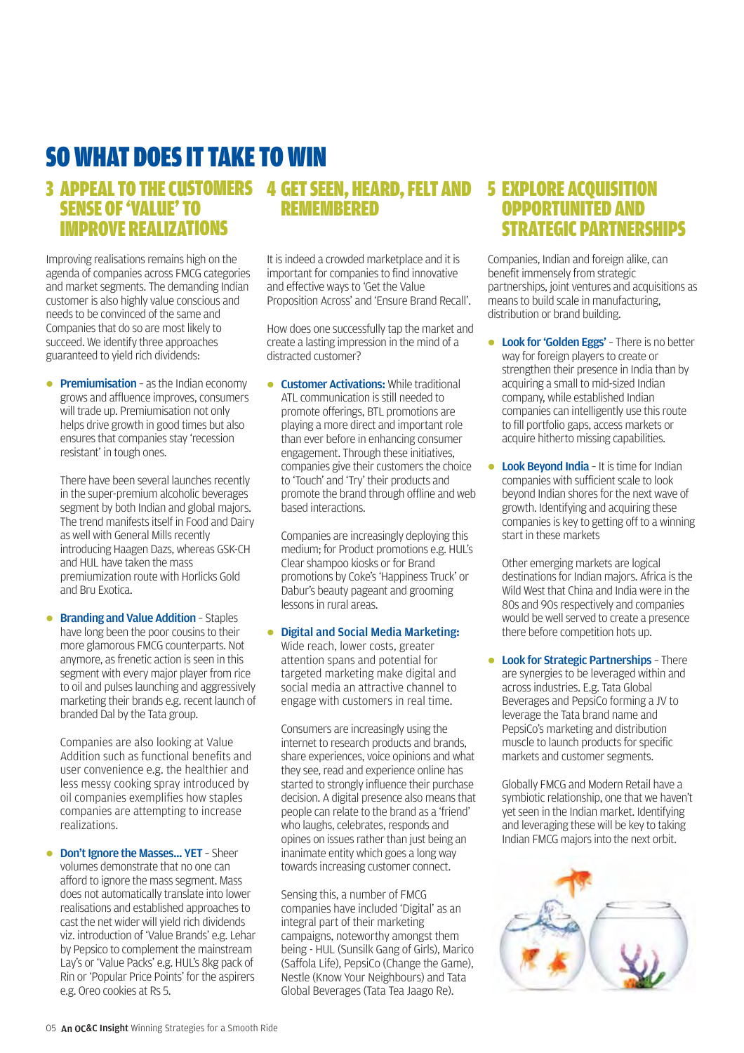# SO WHAT DOES IT TAKE TO WIN

## 3 APPEAL TO THE CUSTOMERS SENSE OF 'VALUE' TO IMPROVE REALIZATIONS

Improving realisations remains high on the agenda of companies across FMCG categories and market segments. The demanding Indian customer is also highly value conscious and needs to be convinced of the same and Companies that do so are most likely to succeed. We identify three approaches guaranteed to yield rich dividends:

- **Premiumisation** – as the Indian economy grows and affluence improves, consumers will trade up. Premiumisation not only helps drive growth in good times but also ensures that companies stay 'recession resistant' in tough ones.

  There have been several launches recently in the super-premium alcoholic beverages segment by both Indian and global majors. The trend manifests itself in Food and Dairy as well with General Mills recently introducing Haagen Dazs, whereas GSK-CH and HUL have taken the mass premiumization route with Horlicks Gold and Bru Exotica.

- **Branding and Value Addition** – Staples have long been the poor cousins to their more glamorous FMCG counterparts. Not anymore, as frenetic action is seen in this segment with every major player from rice to oil and pulses launching and aggressively marketing their brands e.g. recent launch of branded Dal by the Tata group.

  Companies are also looking at Value Addition such as functional benefits and user convenience e.g. the healthier and less messy cooking spray introduced by oil companies exemplifies how staples companies are attempting to increase realizations.

- **Don't Ignore the Masses... YET** – Sheer volumes demonstrate that no one can afford to ignore the mass segment. Mass does not automatically translate into lower realisations and established approaches to cast the net wider will yield rich dividends viz. introduction of 'Value Brands' e.g. Lehar by Pepsico to complement the mainstream Lay's or 'Value Packs' e.g. HUL's 8kg pack of Rin or 'Popular Price Points' for the aspirers e.g. Oreo cookies at Rs 5.

## 4 GET SEEN, HEARD, FELT AND REMEMBERED

It is indeed a crowded marketplace and it is important for companies to find innovative and effective ways to 'Get the Value Proposition Across' and 'Ensure Brand Recall'.

How does one successfully tap the market and create a lasting impression in the mind of a distracted customer?

- **Customer Activations:** While traditional ATL communication is still needed to promote offerings, BTL promotions are playing a more direct and important role than ever before in enhancing consumer engagement. Through these initiatives, companies give their customers the choice to 'Touch' and 'Try' their products and promote the brand through offline and web based interactions.

  Companies are increasingly deploying this medium; for Product promotions e.g. HUL's Clear shampoo kiosks or for Brand promotions by Coke's 'Happiness Truck' or Dabur's beauty pageant and grooming lessons in rural areas.

- **Digital and Social Media Marketing:** Wide reach, lower costs, greater attention spans and potential for targeted marketing make digital and social media an attractive channel to engage with customers in real time.

  Consumers are increasingly using the internet to research products and brands, share experiences, voice opinions and what they see, read and experience online has started to strongly influence their purchase decision. A digital presence also means that people can relate to the brand as a 'friend' who laughs, celebrates, responds and opines on issues rather than just being an inanimate entity which goes a long way towards increasing customer connect.

  Sensing this, a number of FMCG companies have included 'Digital' as an integral part of their marketing campaigns, noteworthy amongst them being - HUL (Sunsilk Gang of Girls), Marico (Saffola Life), PepsiCo (Change the Game), Nestle (Know Your Neighbours) and Tata Global Beverages (Tata Tea Jaago Re).

## 5 EXPLORE ACQUISITION OPPORTUNITED AND STRATEGIC PARTNERSHIPS

Companies, Indian and foreign alike, can benefit immensely from strategic partnerships, joint ventures and acquisitions as means to build scale in manufacturing, distribution or brand building.

- **Look for 'Golden Eggs'** – There is no better way for foreign players to create or strengthen their presence in India than by acquiring a small to mid-sized Indian company, while established Indian companies can intelligently use this route to fill portfolio gaps, access markets or acquire hitherto missing capabilities.

- **Look Beyond India** – It is time for Indian companies with sufficient scale to look beyond Indian shores for the next wave of growth. Identifying and acquiring these companies is key to getting off to a winning start in these markets

  Other emerging markets are logical destinations for Indian majors. Africa is the Wild West that China and India were in the 80s and 90s respectively and companies would be well served to create a presence there before competition hots up.

- **Look for Strategic Partnerships** – There are synergies to be leveraged within and across industries. E.g. Tata Global Beverages and PepsiCo forming a JV to leverage the Tata brand name and PepsiCo's marketing and distribution muscle to launch products for specific markets and customer segments.

  Globally FMCG and Modern Retail have a symbiotic relationship, one that we haven't yet seen in the Indian market. Identifying and leveraging these will be key to taking Indian FMCG majors into the next orbit.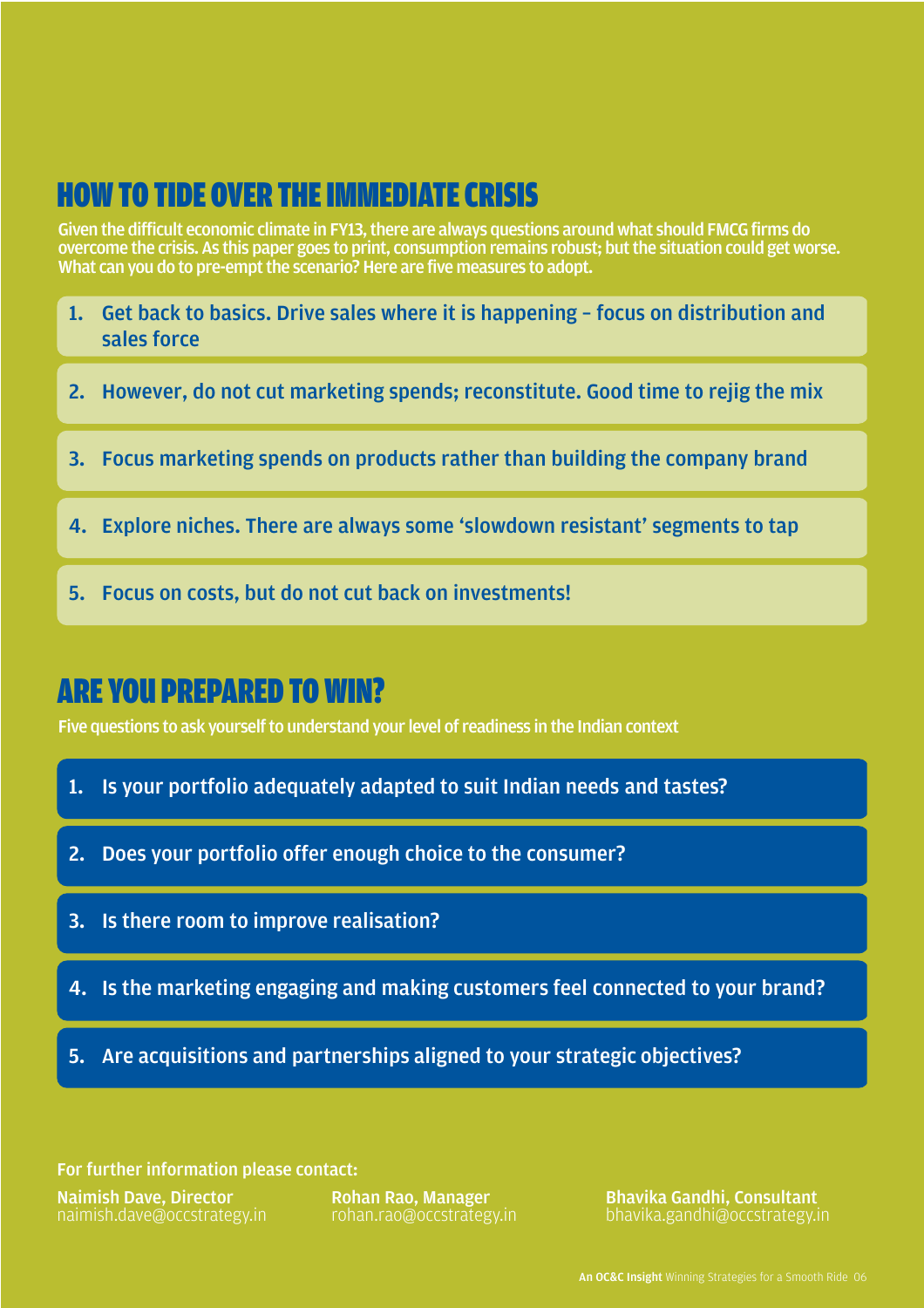## HOW TO TIDE OVER THE IMMEDIATE CRISIS

Given the difficult economic climate in FY13, there are always questions around what should FMCG firms do overcome the crisis. As this paper goes to print, consumption remains robust; but the situation could get worse. What can you do to pre-empt the scenario? Here are five measures to adopt.

1. Get back to basics. Drive sales where it is happening – focus on distribution and sales force
2. However, do not cut marketing spends; reconstitute. Good time to rejig the mix
3. Focus marketing spends on products rather than building the company brand
4. Explore niches. There are always some 'slowdown resistant' segments to tap
5. Focus on costs, but do not cut back on investments!

## ARE YOU PREPARED TO WIN?

Five questions to ask yourself to understand your level of readiness in the Indian context

1. Is your portfolio adequately adapted to suit Indian needs and tastes?
2. Does your portfolio offer enough choice to the consumer?
3. Is there room to improve realisation?
4. Is the marketing engaging and making customers feel connected to your brand?
5. Are acquisitions and partnerships aligned to your strategic objectives?

**For further information please contact:**

**Naimish Dave, Director**
naimish.dave@occstrategy.in

**Rohan Rao, Manager**
rohan.rao@occstrategy.in

**Bhavika Gandhi, Consultant**
bhavika.gandhi@occstrategy.in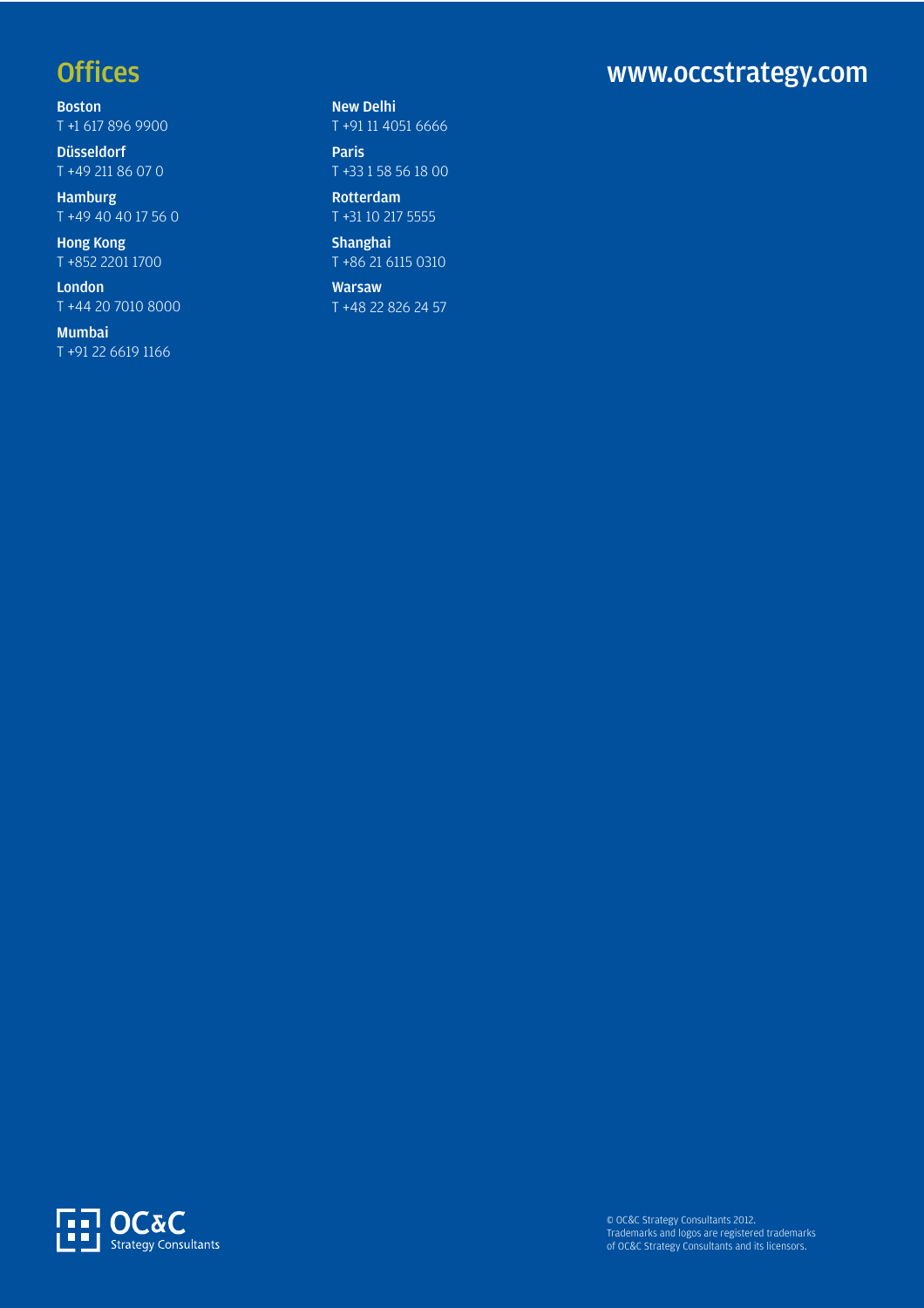## Offices

**Boston**
T +1 617 896 9900

**Düsseldorf**
T +49 211 86 07 0

**Hamburg**
T +49 40 40 17 56 0

**Hong Kong**
T +852 2201 1700

**London**
T +44 20 7010 8000

**Mumbai**
T +91 22 6619 1166

**New Delhi**
T +91 11 4051 6666

**Paris**
T +33 1 58 56 18 00

**Rotterdam**
T +31 10 217 5555

**Shanghai**
T +86 21 6115 0310

**Warsaw**
T +48 22 826 24 57

## www.occstrategy.com

OC&C Strategy Consultants

© OC&C Strategy Consultants 2012.
Trademarks and logos are registered trademarks of OC&C Strategy Consultants and its licensors.